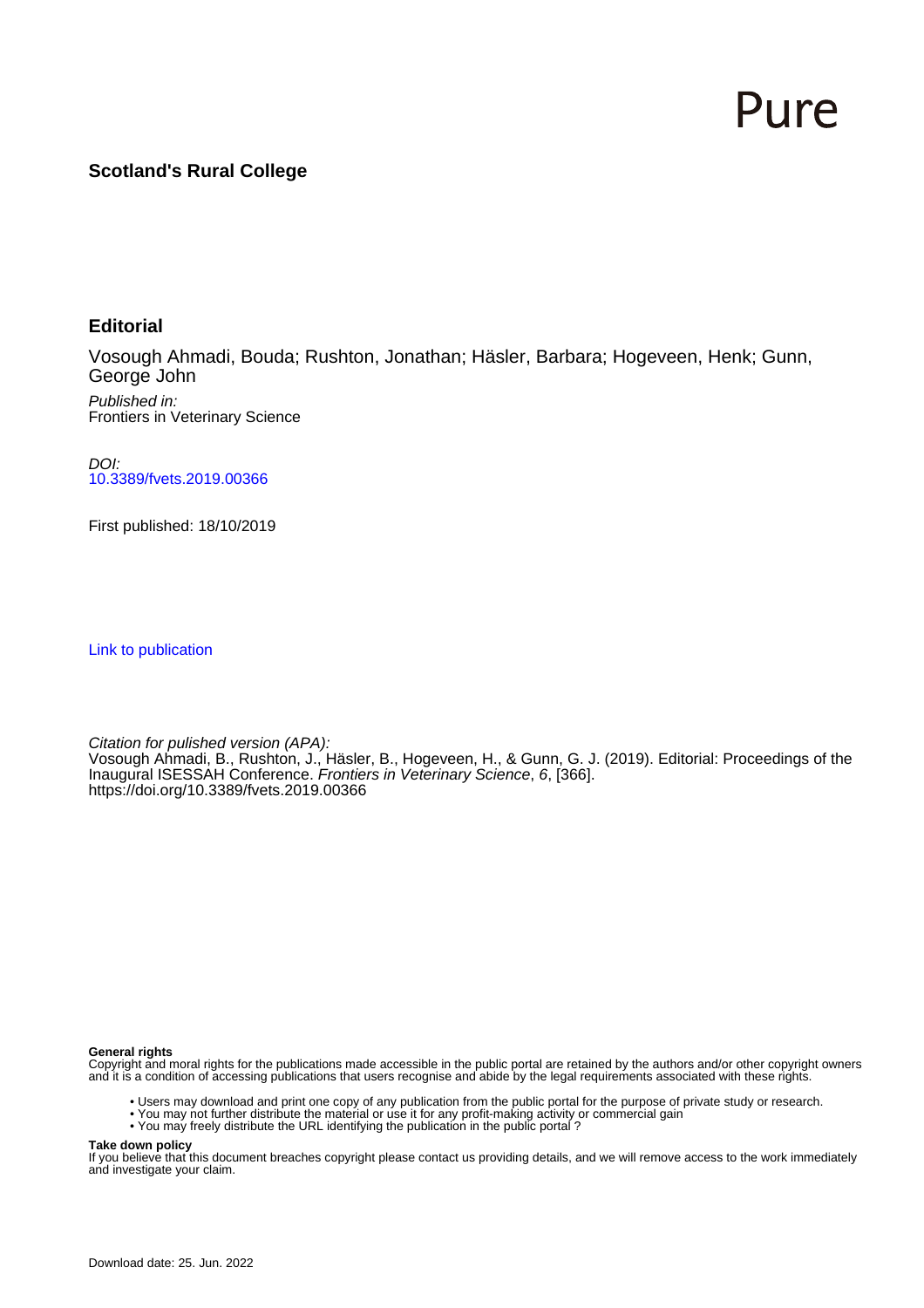Pure

**Scotland's Rural College**

## Editorial

Vosough Ahmadi, Bouda; Rushton, Jonathan; Häsler, Barbara; Hogeveen, Henk; Gunn, George John

*Published in:*
Frontiers in Veterinary Science

*DOI:*
10.3389/fvets.2019.00366

First published: 18/10/2019

Link to publication

*Citation for pulished version (APA):*
Vosough Ahmadi, B., Rushton, J., Häsler, B., Hogeveen, H., & Gunn, G. J. (2019). Editorial: Proceedings of the Inaugural ISESSAH Conference. *Frontiers in Veterinary Science*, *6*, [366]. https://doi.org/10.3389/fvets.2019.00366

**General rights**
Copyright and moral rights for the publications made accessible in the public portal are retained by the authors and/or other copyright owners and it is a condition of accessing publications that users recognise and abide by the legal requirements associated with these rights.

- Users may download and print one copy of any publication from the public portal for the purpose of private study or research.
- You may not further distribute the material or use it for any profit-making activity or commercial gain
- You may freely distribute the URL identifying the publication in the public portal ?

**Take down policy**
If you believe that this document breaches copyright please contact us providing details, and we will remove access to the work immediately and investigate your claim.

Download date: 25. Jun. 2022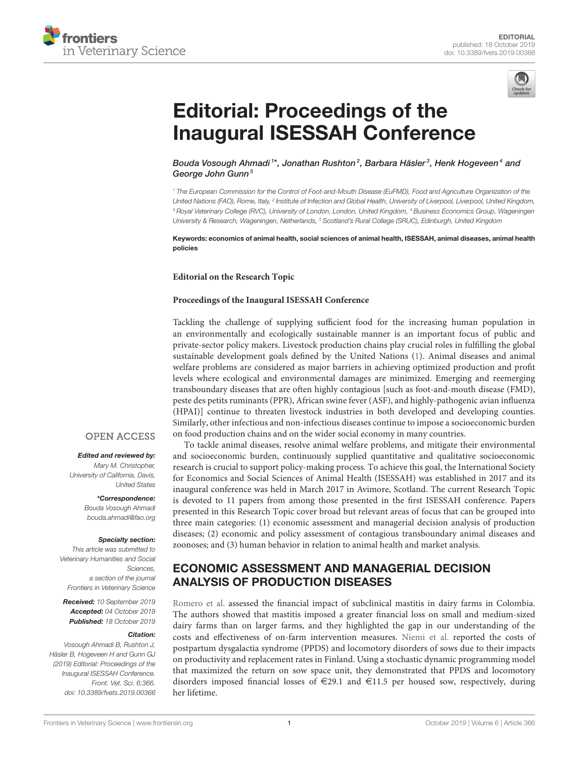# Editorial: Proceedings of the Inaugural ISESSAH Conference

*Bouda Vosough Ahmadi[1]\*, Jonathan Rushton[2], Barbara Häsler[3], Henk Hogeveen[4] and George John Gunn[5]*

[1] The European Commission for the Control of Foot-and-Mouth Disease (EuFMD), Food and Agriculture Organization of the United Nations (FAO), Rome, Italy, [2] Institute of Infection and Global Health, University of Liverpool, Liverpool, United Kingdom, [3] Royal Veterinary College (RVC), University of London, London, United Kingdom, [4] Business Economics Group, Wageningen University & Research, Wageningen, Netherlands, [5] Scotland's Rural College (SRUC), Edinburgh, United Kingdom

**Keywords: economics of animal health, social sciences of animal health, ISESSAH, animal diseases, animal health policies**

**Editorial on the Research Topic**

**Proceedings of the Inaugural ISESSAH Conference**

OPEN ACCESS

***Edited and reviewed by:***
*Mary M. Christopher, University of California, Davis, United States*

***\*Correspondence:***
*Bouda Vosough Ahmadi*
*bouda.ahmadi@fao.org*

***Specialty section:***
*This article was submitted to Veterinary Humanities and Social Sciences, a section of the journal Frontiers in Veterinary Science*

***Received:*** *10 September 2019*
***Accepted:*** *04 October 2019*
***Published:*** *18 October 2019*

***Citation:***
*Vosough Ahmadi B, Rushton J, Häsler B, Hogeveen H and Gunn GJ (2019) Editorial: Proceedings of the Inaugural ISESSAH Conference. Front. Vet. Sci. 6:366. doi: 10.3389/fvets.2019.00366*

Tackling the challenge of supplying sufficient food for the increasing human population in an environmentally and ecologically sustainable manner is an important focus of public and private-sector policy makers. Livestock production chains play crucial roles in fulfilling the global sustainable development goals defined by the United Nations (1). Animal diseases and animal welfare problems are considered as major barriers in achieving optimized production and profit levels where ecological and environmental damages are minimized. Emerging and reemerging transboundary diseases that are often highly contagious [such as foot-and-mouth disease (FMD), peste des petits ruminants (PPR), African swine fever (ASF), and highly-pathogenic avian influenza (HPAI)] continue to threaten livestock industries in both developed and developing counties. Similarly, other infectious and non-infectious diseases continue to impose a socioeconomic burden on food production chains and on the wider social economy in many countries.

To tackle animal diseases, resolve animal welfare problems, and mitigate their environmental and socioeconomic burden, continuously supplied quantitative and qualitative socioeconomic research is crucial to support policy-making process. To achieve this goal, the International Society for Economics and Social Sciences of Animal Health (ISESSAH) was established in 2017 and its inaugural conference was held in March 2017 in Avimore, Scotland. The current Research Topic is devoted to 11 papers from among those presented in the first ISESSAH conference. Papers presented in this Research Topic cover broad but relevant areas of focus that can be grouped into three main categories: (1) economic assessment and managerial decision analysis of production diseases; (2) economic and policy assessment of contagious transboundary animal diseases and zoonoses; and (3) human behavior in relation to animal health and market analysis.

## ECONOMIC ASSESSMENT AND MANAGERIAL DECISION ANALYSIS OF PRODUCTION DISEASES

Romero et al. assessed the financial impact of subclinical mastitis in dairy farms in Colombia. The authors showed that mastitis imposed a greater financial loss on small and medium-sized dairy farms than on larger farms, and they highlighted the gap in our understanding of the costs and effectiveness of on-farm intervention measures. Niemi et al. reported the costs of postpartum dysgalactia syndrome (PPDS) and locomotory disorders of sows due to their impacts on productivity and replacement rates in Finland. Using a stochastic dynamic programming model that maximized the return on sow space unit, they demonstrated that PPDS and locomotory disorders imposed financial losses of €29.1 and €11.5 per housed sow, respectively, during her lifetime.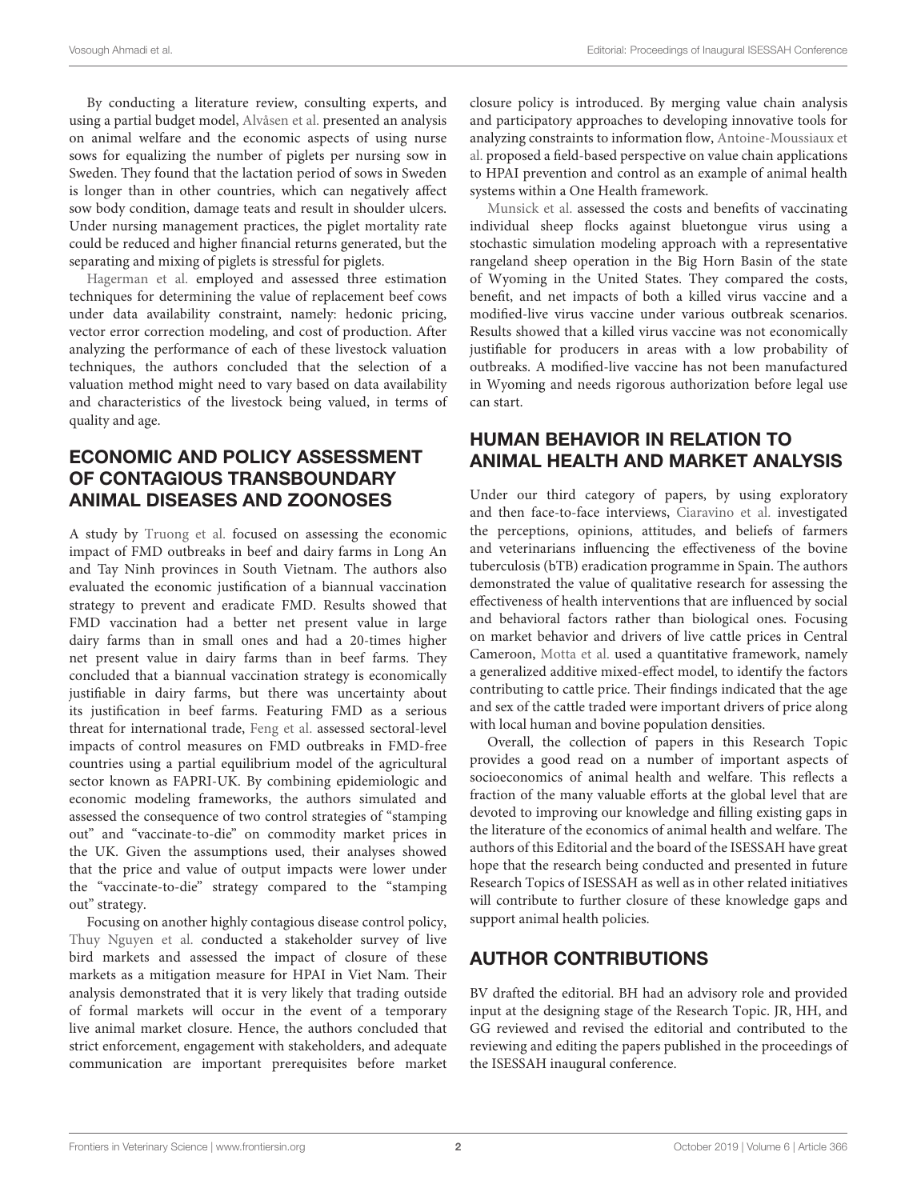By conducting a literature review, consulting experts, and using a partial budget model, Alvåsen et al. presented an analysis on animal welfare and the economic aspects of using nurse sows for equalizing the number of piglets per nursing sow in Sweden. They found that the lactation period of sows in Sweden is longer than in other countries, which can negatively affect sow body condition, damage teats and result in shoulder ulcers. Under nursing management practices, the piglet mortality rate could be reduced and higher financial returns generated, but the separating and mixing of piglets is stressful for piglets.

Hagerman et al. employed and assessed three estimation techniques for determining the value of replacement beef cows under data availability constraint, namely: hedonic pricing, vector error correction modeling, and cost of production. After analyzing the performance of each of these livestock valuation techniques, the authors concluded that the selection of a valuation method might need to vary based on data availability and characteristics of the livestock being valued, in terms of quality and age.

## ECONOMIC AND POLICY ASSESSMENT OF CONTAGIOUS TRANSBOUNDARY ANIMAL DISEASES AND ZOONOSES

A study by Truong et al. focused on assessing the economic impact of FMD outbreaks in beef and dairy farms in Long An and Tay Ninh provinces in South Vietnam. The authors also evaluated the economic justification of a biannual vaccination strategy to prevent and eradicate FMD. Results showed that FMD vaccination had a better net present value in large dairy farms than in small ones and had a 20-times higher net present value in dairy farms than in beef farms. They concluded that a biannual vaccination strategy is economically justifiable in dairy farms, but there was uncertainty about its justification in beef farms. Featuring FMD as a serious threat for international trade, Feng et al. assessed sectoral-level impacts of control measures on FMD outbreaks in FMD-free countries using a partial equilibrium model of the agricultural sector known as FAPRI-UK. By combining epidemiologic and economic modeling frameworks, the authors simulated and assessed the consequence of two control strategies of "stamping out" and "vaccinate-to-die" on commodity market prices in the UK. Given the assumptions used, their analyses showed that the price and value of output impacts were lower under the "vaccinate-to-die" strategy compared to the "stamping out" strategy.

Focusing on another highly contagious disease control policy, Thuy Nguyen et al. conducted a stakeholder survey of live bird markets and assessed the impact of closure of these markets as a mitigation measure for HPAI in Viet Nam. Their analysis demonstrated that it is very likely that trading outside of formal markets will occur in the event of a temporary live animal market closure. Hence, the authors concluded that strict enforcement, engagement with stakeholders, and adequate communication are important prerequisites before market closure policy is introduced. By merging value chain analysis and participatory approaches to developing innovative tools for analyzing constraints to information flow, Antoine-Moussiaux et al. proposed a field-based perspective on value chain applications to HPAI prevention and control as an example of animal health systems within a One Health framework.

Munsick et al. assessed the costs and benefits of vaccinating individual sheep flocks against bluetongue virus using a stochastic simulation modeling approach with a representative rangeland sheep operation in the Big Horn Basin of the state of Wyoming in the United States. They compared the costs, benefit, and net impacts of both a killed virus vaccine and a modified-live virus vaccine under various outbreak scenarios. Results showed that a killed virus vaccine was not economically justifiable for producers in areas with a low probability of outbreaks. A modified-live vaccine has not been manufactured in Wyoming and needs rigorous authorization before legal use can start.

## HUMAN BEHAVIOR IN RELATION TO ANIMAL HEALTH AND MARKET ANALYSIS

Under our third category of papers, by using exploratory and then face-to-face interviews, Ciaravino et al. investigated the perceptions, opinions, attitudes, and beliefs of farmers and veterinarians influencing the effectiveness of the bovine tuberculosis (bTB) eradication programme in Spain. The authors demonstrated the value of qualitative research for assessing the effectiveness of health interventions that are influenced by social and behavioral factors rather than biological ones. Focusing on market behavior and drivers of live cattle prices in Central Cameroon, Motta et al. used a quantitative framework, namely a generalized additive mixed-effect model, to identify the factors contributing to cattle price. Their findings indicated that the age and sex of the cattle traded were important drivers of price along with local human and bovine population densities.

Overall, the collection of papers in this Research Topic provides a good read on a number of important aspects of socioeconomics of animal health and welfare. This reflects a fraction of the many valuable efforts at the global level that are devoted to improving our knowledge and filling existing gaps in the literature of the economics of animal health and welfare. The authors of this Editorial and the board of the ISESSAH have great hope that the research being conducted and presented in future Research Topics of ISESSAH as well as in other related initiatives will contribute to further closure of these knowledge gaps and support animal health policies.

## AUTHOR CONTRIBUTIONS

BV drafted the editorial. BH had an advisory role and provided input at the designing stage of the Research Topic. JR, HH, and GG reviewed and revised the editorial and contributed to the reviewing and editing the papers published in the proceedings of the ISESSAH inaugural conference.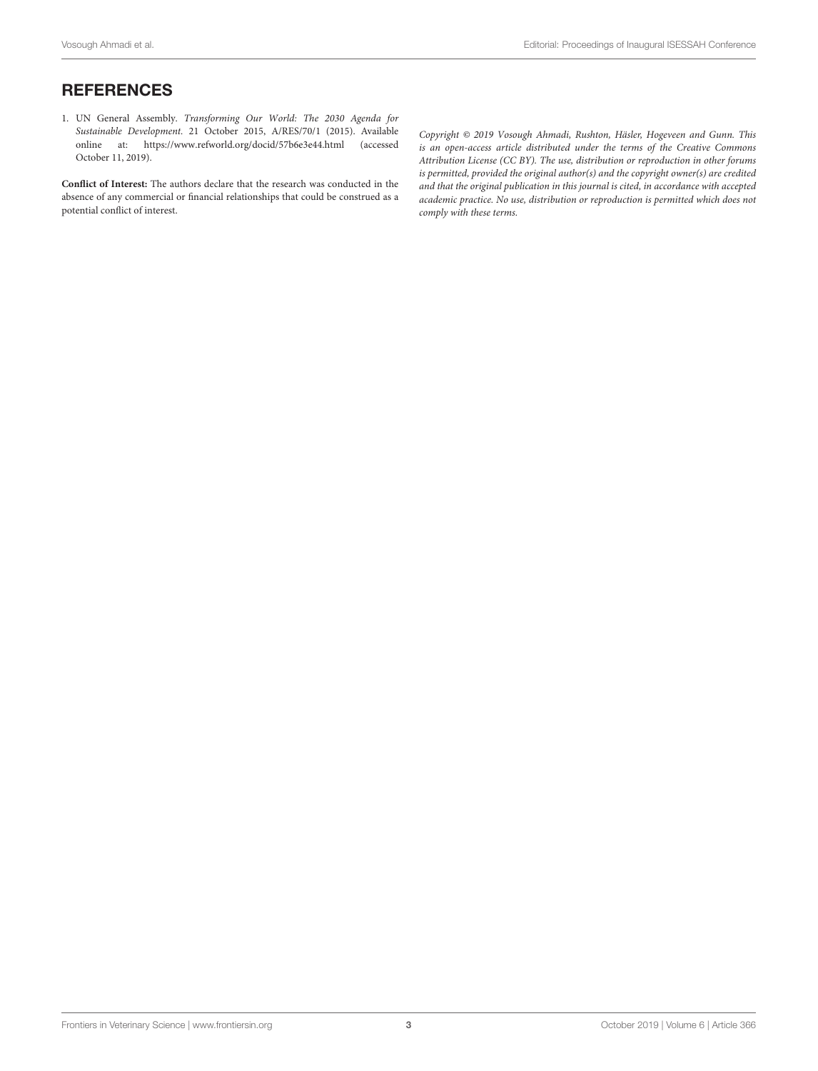## REFERENCES

1. UN General Assembly. *Transforming Our World: The 2030 Agenda for Sustainable Development*. 21 October 2015, A/RES/70/1 (2015). Available online at: https://www.refworld.org/docid/57b6e3e44.html (accessed October 11, 2019).

**Conflict of Interest:** The authors declare that the research was conducted in the absence of any commercial or financial relationships that could be construed as a potential conflict of interest.

*Copyright © 2019 Vosough Ahmadi, Rushton, Häsler, Hogeveen and Gunn. This is an open-access article distributed under the terms of the Creative Commons Attribution License (CC BY). The use, distribution or reproduction in other forums is permitted, provided the original author(s) and the copyright owner(s) are credited and that the original publication in this journal is cited, in accordance with accepted academic practice. No use, distribution or reproduction is permitted which does not comply with these terms.*